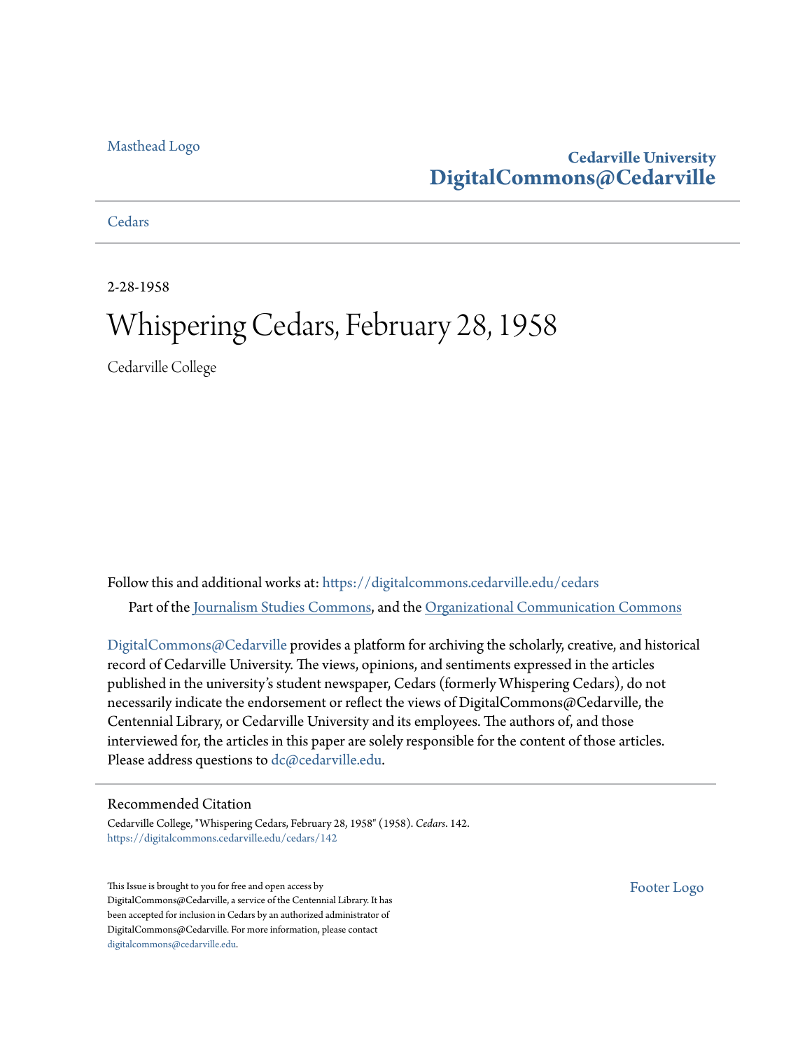Masthead Logo

**Cedarville University**
**DigitalCommons@Cedarville**

Cedars

2-28-1958

# Whispering Cedars, February 28, 1958

Cedarville College

Follow this and additional works at: https://digitalcommons.cedarville.edu/cedars

Part of the Journalism Studies Commons, and the Organizational Communication Commons

DigitalCommons@Cedarville provides a platform for archiving the scholarly, creative, and historical record of Cedarville University. The views, opinions, and sentiments expressed in the articles published in the university's student newspaper, Cedars (formerly Whispering Cedars), do not necessarily indicate the endorsement or reflect the views of DigitalCommons@Cedarville, the Centennial Library, or Cedarville University and its employees. The authors of, and those interviewed for, the articles in this paper are solely responsible for the content of those articles. Please address questions to dc@cedarville.edu.

## Recommended Citation

Cedarville College, "Whispering Cedars, February 28, 1958" (1958). *Cedars*. 142.
https://digitalcommons.cedarville.edu/cedars/142

This Issue is brought to you for free and open access by DigitalCommons@Cedarville, a service of the Centennial Library. It has been accepted for inclusion in Cedars by an authorized administrator of DigitalCommons@Cedarville. For more information, please contact digitalcommons@cedarville.edu.

Footer Logo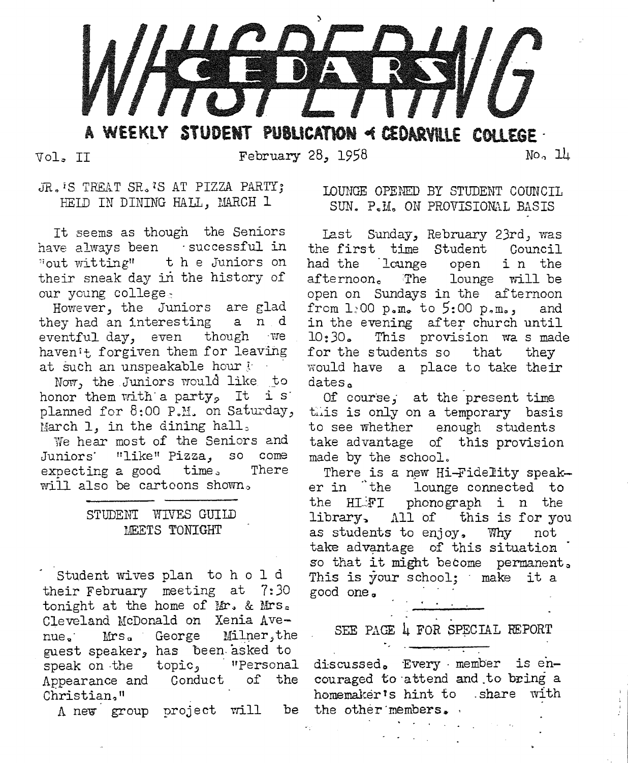# WHISPERING CEDARS

**A WEEKLY STUDENT PUBLICATION of CEDARVILLE COLLEGE**

Vol. II | February 28, 1958 | No. 14

## JR.'S TREAT SR.'S AT PIZZA PARTY; HELD IN DINING HALL, MARCH 1

It seems as though the Seniors have always been successful in "out witting" the Juniors on their sneak day in the history of our young college.

However, the Juniors are glad they had an interesting and eventful day, even though we haven't forgiven them for leaving at such an unspeakable hour!

Now, the Juniors would like to honor them with a party. It is planned for 8:00 P.M. on Saturday, March 1, in the dining hall.

We hear most of the Seniors and Juniors "like" Pizza, so come expecting a good time. There will also be cartoons shown.

## STUDENT WIVES GUILD MEETS TONIGHT

Student wives plan to hold their February meeting at 7:30 tonight at the home of Mr. & Mrs. Cleveland McDonald on Xenia Avenue. Mrs. George Milner, the guest speaker, has been asked to speak on the topic, "Personal Appearance and Conduct of the Christian."

A new group project will be discussed. Every member is encouraged to attend and to bring a homemaker's hint to share with the other members.

## LOUNGE OPENED BY STUDENT COUNCIL SUN. P.M. ON PROVISIONAL BASIS

Last Sunday, Rebruary 23rd, was the first time Student Council had the lounge open in the afternoon. The lounge will be open on Sundays in the afternoon from 1:00 p.m. to 5:00 p.m., and in the evening after church until 10:30. This provision was made for the students so that they would have a place to take their dates.

Of course, at the present time this is only on a temporary basis to see whether enough students take advantage of this provision made by the school.

There is a new Hi-Fidelity speaker in the lounge connected to the HI-FI phonograph in the library. All of this is for you as students to enjoy. Why not take advantage of this situation so that it might become permanent. This is your school; make it a good one.

SEE PAGE 4 FOR SPECIAL REPORT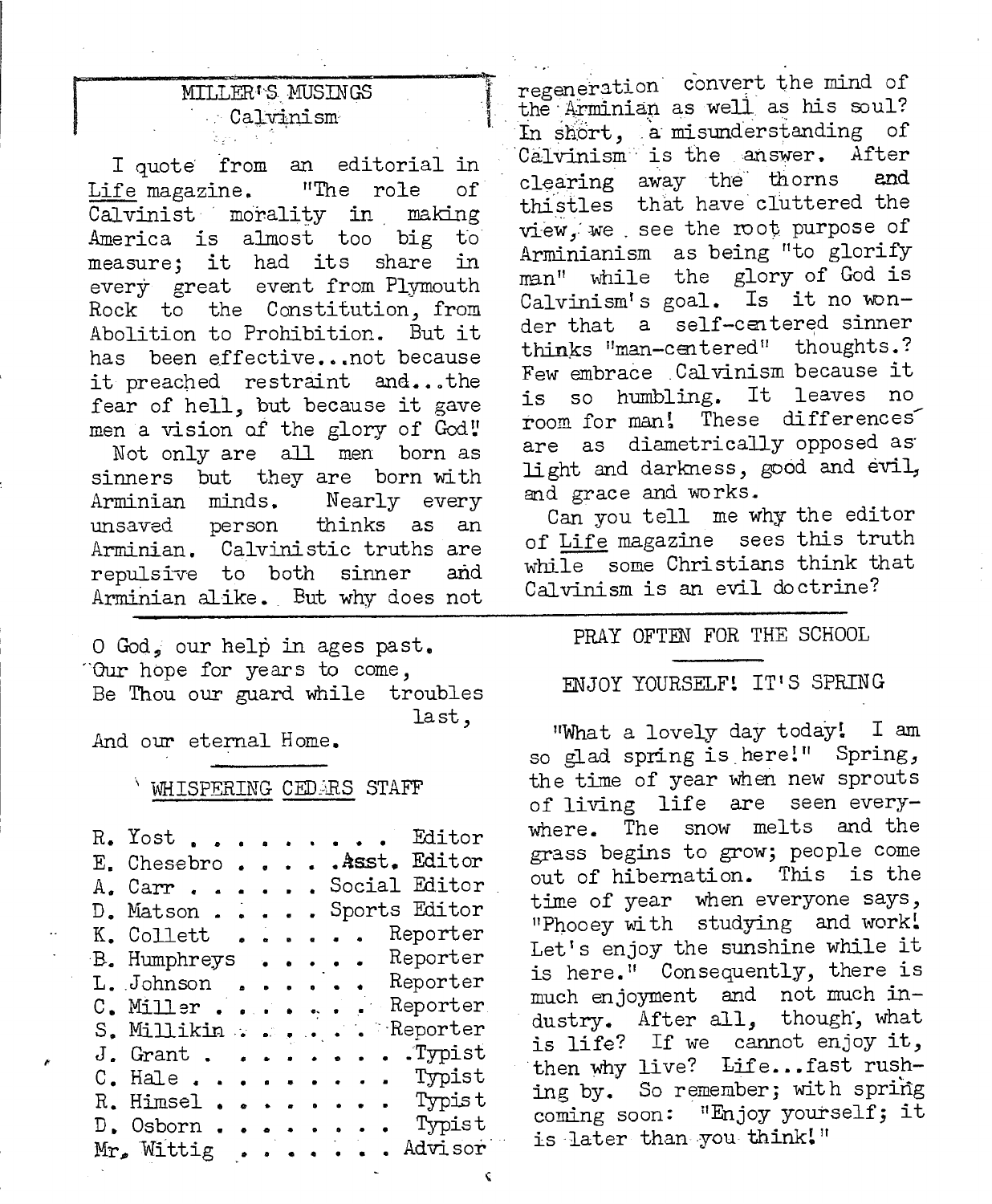## MILLER'S MUSINGS
### Calvinism

I quote from an editorial in *Life* magazine. "The role of Calvinist morality in making America is almost too big to measure; it had its share in every great event from Plymouth Rock to the Constitution, from Abolition to Prohibition. But it has been effective...not because it preached restraint and...the fear of hell, but because it gave men a vision of the glory of God!"

Not only are all men born as sinners but they are born with Arminian minds. Nearly every unsaved person thinks as an Arminian. Calvinistic truths are repulsive to both sinner and Arminian alike. But why does not regeneration convert the mind of the Arminian as well as his soul? In short, a misunderstanding of Calvinism is the answer. After clearing away the thorns and thistles that have cluttered the view, we see the root purpose of Arminianism as being "to glorify man" while the glory of God is Calvinism's goal. Is it no wonder that a self-centered sinner thinks "man-centered" thoughts.? Few embrace Calvinism because it is so humbling. It leaves no room for man! These differences are as diametrically opposed as light and darkness, good and evil, and grace and works.

Can you tell me why the editor of *Life* magazine sees this truth while some Christians think that Calvinism is an evil doctrine?

---

O God, our help in ages past,
Our hope for years to come,
Be Thou our guard while troubles last,
And our eternal Home.

---

## WHISPERING CEDARS STAFF

R. Yost . . . . . . . . . Editor
E. Chesebro . . . . . Asst. Editor
A. Carr . . . . . . Social Editor
D. Matson . . . . . Sports Editor
K. Collett . . . . . . Reporter
B. Humphreys . . . . . Reporter
L. Johnson . . . . . . Reporter
C. Miller . . . . . . . Reporter
S. Millikin . . . . . . Reporter
J. Grant . . . . . . . . . Typist
C. Hale . . . . . . . . . Typist
R. Himsel . . . . . . . . Typist
D. Osborn . . . . . . . . Typist
Mr. Wittig . . . . . . . . Advisor

---

PRAY OFTEN FOR THE SCHOOL

---

## ENJOY YOURSELF! IT'S SPRING

"What a lovely day today! I am so glad spring is here!" Spring, the time of year when new sprouts of living life are seen everywhere. The snow melts and the grass begins to grow; people come out of hibernation. This is the time of year when everyone says, "Phooey with studying and work! Let's enjoy the sunshine while it is here." Consequently, there is much enjoyment and not much industry. After all, though, what is life? If we cannot enjoy it, then why live? Life...fast rushing by. So remember; with spring coming soon: "Enjoy yourself; it is later than you think!"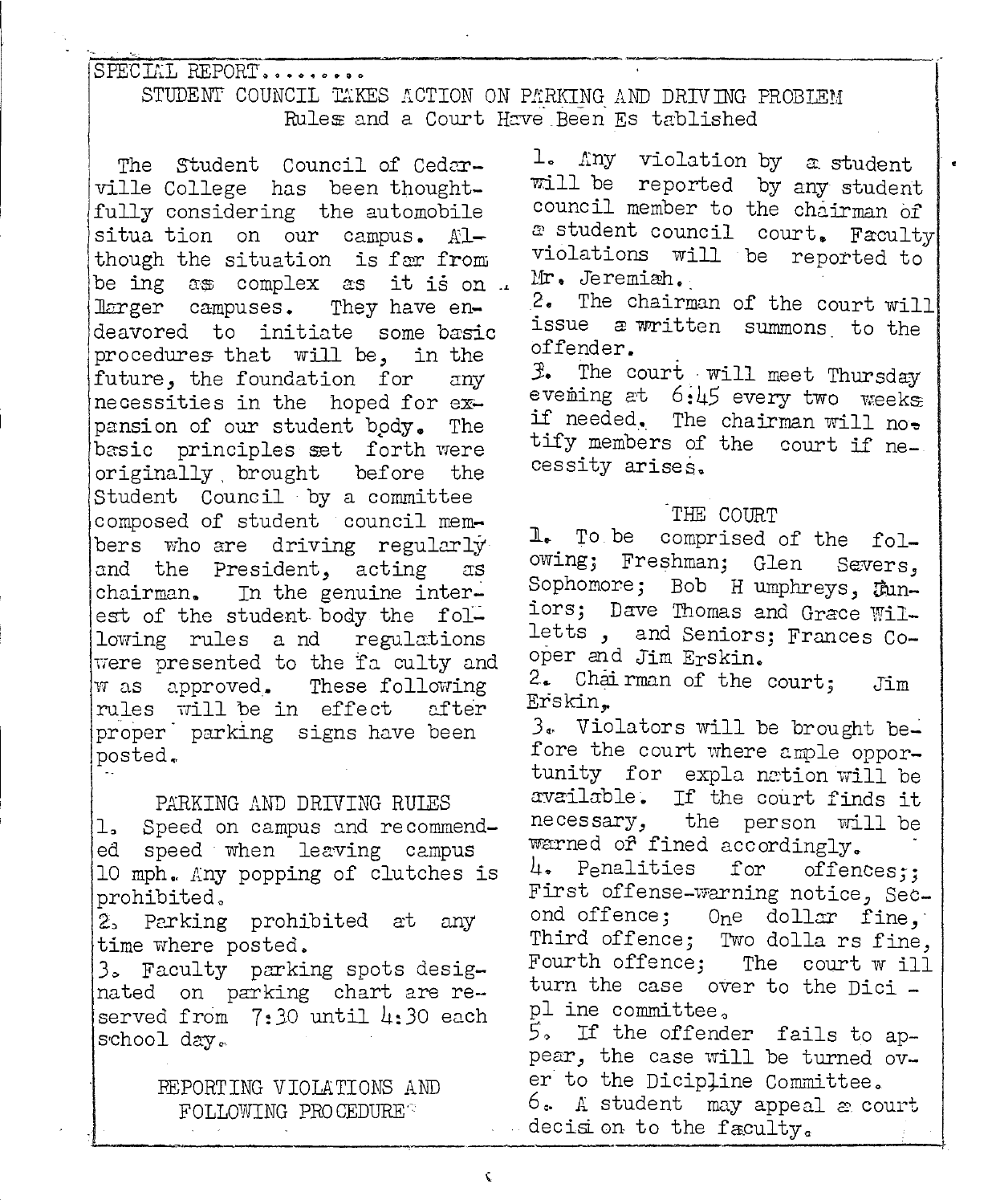SPECIAL REPORT.........

## STUDENT COUNCIL TAKES ACTION ON PARKING AND DRIVING PROBLEM

### Rules and a Court Have Been Established

The Student Council of Cedarville College has been thoughtfully considering the automobile situation on our campus. Although the situation is far from being as complex as it is on larger campuses. They have endeavored to initiate some basic procedures that will be, in the future, the foundation for any necessities in the hoped for expansion of our student body. The basic principles set forth were originally brought before the Student Council by a committee composed of student council members who are driving regularly and the President, acting as chairman. In the genuine interest of the student body the following rules and regulations were presented to the faculty and was approved. These following rules will be in effect after proper parking signs have been posted.

#### PARKING AND DRIVING RULES

1. Speed on campus and recommended speed when leaving campus 10 mph. Any popping of clutches is prohibited.
2. Parking prohibited at any time where posted.
3. Faculty parking spots designated on parking chart are reserved from 7:30 until 4:30 each school day.

#### REPORTING VIOLATIONS AND FOLLOWING PROCEDURE

1. Any violation by a student will be reported by any student council member to the chairman of a student council court. Faculty violations will be reported to Mr. Jeremiah.
2. The chairman of the court will issue a written summons to the offender.
3. The court will meet Thursday evening at 6:45 every two weeks if needed. The chairman will notify members of the court if necessity arises.

#### THE COURT

1. To be comprised of the following; Freshman; Glen Severs, Sophomore; Bob Humphreys, Juniors; Dave Thomas and Grace Willetts, and Seniors; Frances Cooper and Jim Erskin.
2. Chairman of the court; Jim Erskin.
3. Violators will be brought before the court where ample opportunity for explanation will be available. If the court finds it necessary, the person will be warned or fined accordingly.
4. Penalities for offences;; First offense-warning notice, Second offence; One dollar fine, Third offence; Two dollars fine, Fourth offence; The court will turn the case over to the Dicipline committee.
5. If the offender fails to appear, the case will be turned over to the Dicipline Committee.
6. A student may appeal a court decision to the faculty.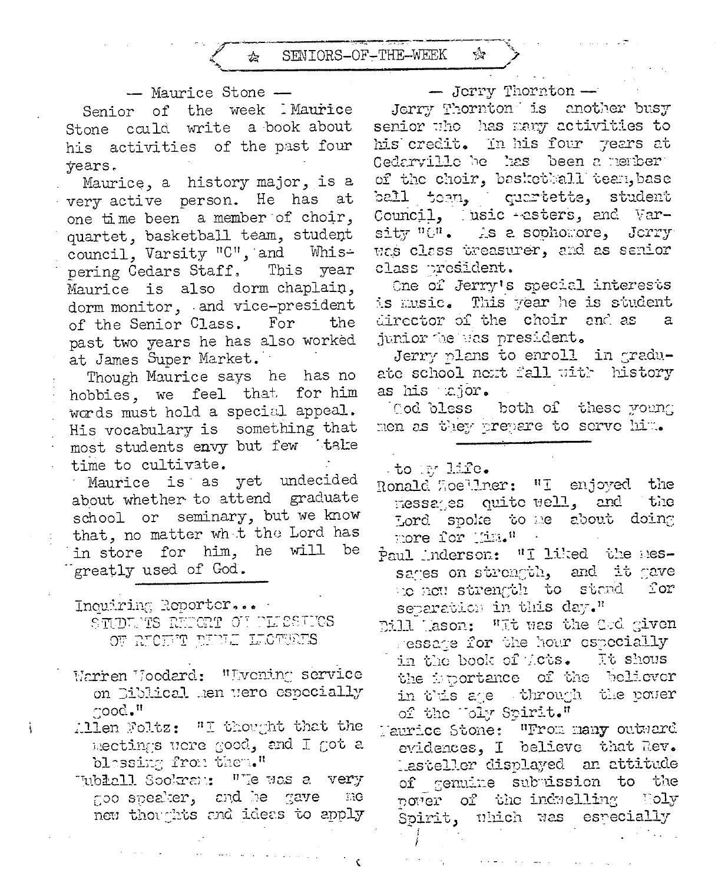## ☆ SENIORS-OF-THE-WEEK ☆

### — Maurice Stone —

Senior of the week Maurice Stone could write a book about his activities of the past four years.

Maurice, a history major, is a very active person. He has at one time been a member of choir, quartet, basketball team, student council, Varsity "C", and Whispering Cedars Staff. This year Maurice is also dorm chaplain, dorm monitor, and vice-president of the Senior Class. For the past two years he has also worked at James Super Market.

Though Maurice says he has no hobbies, we feel that for him words must hold a special appeal. His vocabulary is something that most students envy but few take time to cultivate.

Maurice is as yet undecided about whether to attend graduate school or seminary, but we know that, no matter what the Lord has in store for him, he will be greatly used of God.

### — Jerry Thornton —

Jerry Thornton is another busy senior who has many activities to his credit. In his four years at Cedarville he has been a member of the choir, basketball team, base ball team, quartette, student Council, Music-asters, and Varsity "C". As a sophomore, Jerry was class treasurer, and as senior class president.

One of Jerry's special interests is music. This year he is student director of the choir and as a junior he was president.

Jerry plans to enroll in graduate school next fall with history as his major.

God bless both of these young men as they prepare to serve him.

---

Inquiring Reporter...

STUDENTS REPORT ON BLESSINGS OF RECENT BIBLE LECTURES

Warren Woodard: "Evening service on Biblical men were especially good."

Allen Foltz: "I thought that the meetings were good, and I got a blessing from them."

Tubball Sookram: "He was a very goo speaker, and he gave me new thoughts and ideas to apply to my life."

Ronald Zoellner: "I enjoyed the messages quite well, and the Lord spoke to me about doing more for Him."

Paul Anderson: "I liked the messages on strength, and it gave me new strength to stand for separation in this day."

Bill Mason: "It was the God given message for the hour especially in the book of Acts. It shows the importance of the believer in this age through the power of the Holy Spirit."

Maurice Stone: "From many outward evidences, I believe that Rev. Masteller displayed an attitude of genuine submission to the power of the indwelling Holy Spirit, which was especially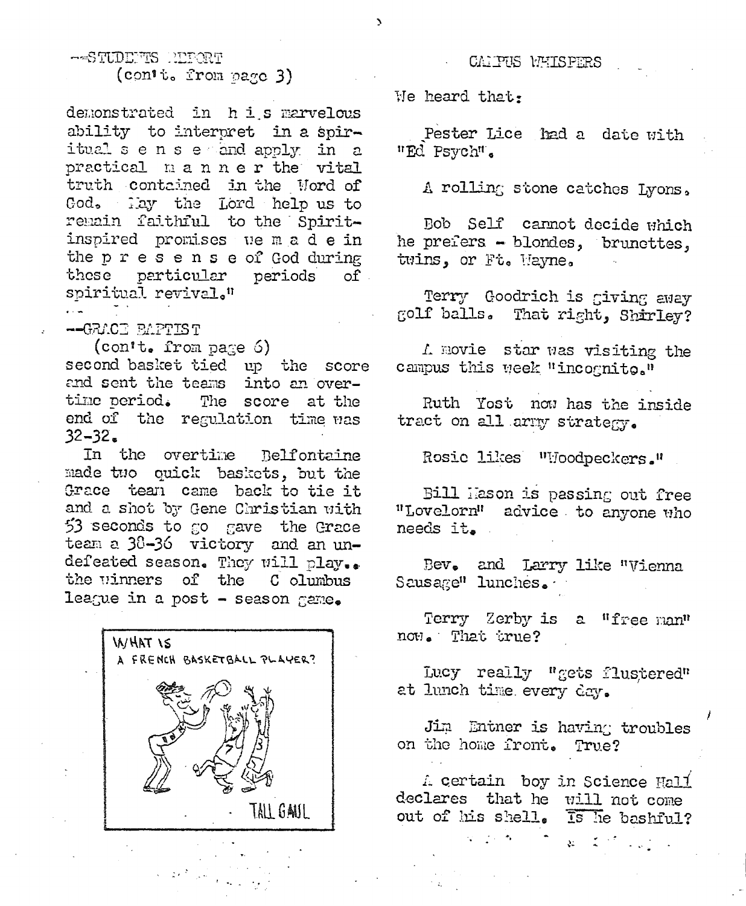--STUDENTS REPORT
(con't. from page 3)

demonstrated in his marvelous ability to interpret in a spiritual sense and apply in a practical manner the vital truth contained in the Word of God. May the Lord help us to remain faithful to the Spirit-inspired promises we made in the presense of God during these particular periods of spiritual revival."

--GRACE BAPTIST
(con't. from page 6)

second basket tied up the score and sent the teams into an overtime period. The score at the end of the regulation time was 32-32.

In the overtime Belfontaine made two quick baskets, but the Grace team came back to tie it and a shot by Gene Christian with 53 seconds to go gave the Grace team a 38-36 victory and an undefeated season. They will play.. the winners of the Columbus league in a post - season game.

WHAT IS A FRENCH BASKETBALL PLAYER?

TALL GAUL

CAMPUS WHISPERS

We heard that:

Pester Lice had a date with "Ed Psych".

A rolling stone catches Lyons.

Bob Self cannot decide which he prefers - blondes, brunettes, twins, or Ft. Wayne.

Terry Goodrich is giving away golf balls. That right, Shirley?

A movie star was visiting the campus this week "incognito."

Ruth Yost now has the inside tract on all army strategy.

Rosie likes "Woodpeckers."

Bill Mason is passing out free "Lovelorn" advice to anyone who needs it.

Bev. and Larry like "Vienna Sausage" lunches.

Terry Zerby is a "free man" now. That true?

Lucy really "gets flustered" at lunch time every day.

Jim Entner is having troubles on the home front. True?

A certain boy in Science Hall declares that he will not come out of his shell. Is he bashful?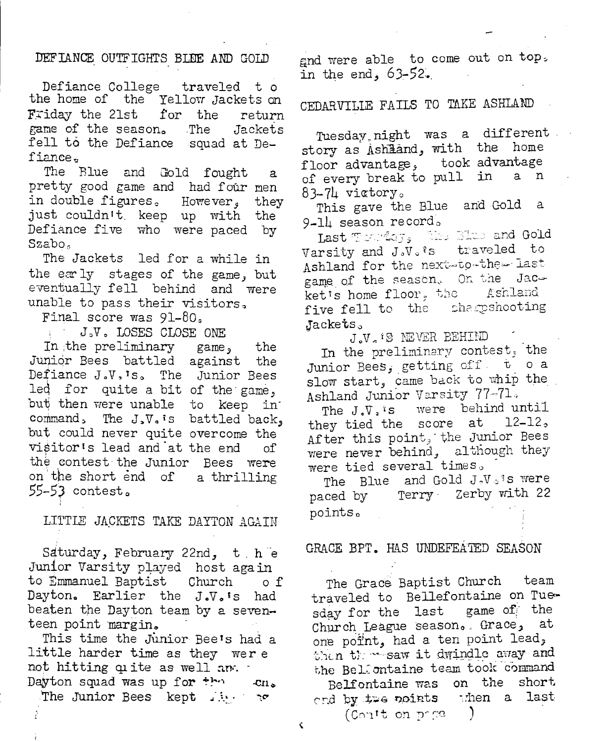## DEFIANCE OUTFIGHTS BLUE AND GOLD

Defiance College traveled to the home of the Yellow Jackets on Friday the 21st for the return game of the season. The Jackets fell to the Defiance squad at Defiance.

The Blue and Gold fought a pretty good game and had four men in double figures. However, they just couldn't keep up with the Defiance five who were paced by Szabo.

The Jackets led for a while in the early stages of the game, but eventually fell behind and were unable to pass their visitors.

Final score was 91-80.

### J.V. LOSES CLOSE ONE

In the preliminary game, the Junior Bees battled against the Defiance J.V.'s. The Junior Bees led for quite a bit of the game, but then were unable to keep in command. The J.V.'s battled back, but could never quite overcome the visitor's lead and at the end of the contest the Junior Bees were on the short end of a thrilling 55-53 contest.

## LITTLE JACKETS TAKE DAYTON AGAIN

Saturday, February 22nd, the Junior Varsity played host again to Emmanuel Baptist Church of Dayton. Earlier the J.V.'s had beaten the Dayton team by a seventeen point margin.

This time the Junior Bee's had a little harder time as they were not hitting quite as well and Dayton squad was up for the ...cn. The Junior Bees kept ... and were able to come out on top in the end, 63-52.

## CEDARVILLE FAILS TO TAKE ASHLAND

Tuesday night was a different story as Ashland, with the home floor advantage, took advantage of every break to pull in an 83-74 victory.

This gave the Blue and Gold a 9-14 season record.

Last ..., the Blue and Gold Varsity and J.V.'s traveled to Ashland for the next-to-the-last game of the season. On the Jacket's home floor, the Ashland five fell to the sharpshooting Jackets.

### J.V.'S NEVER BEHIND

In the preliminary contest, the Junior Bees, getting off to a slow start, came back to whip the Ashland Junior Varsity 77-71.

The J.V.'s were behind until they tied the score at 12-12. After this point, the Junior Bees were never behind, although they were tied several times.

The Blue and Gold J.V.'s were paced by Terry Zerby with 22 points.

## GRACE BPT. HAS UNDEFEATED SEASON

The Grace Baptist Church team traveled to Bellefontaine on Tuesday for the last game of the Church League season. Grace, at one point, had a ten point lead, then they saw it dwindle away and the Bellefontaine team took command

Belfontaine was on the short end by two points when a last

(Con't on page )